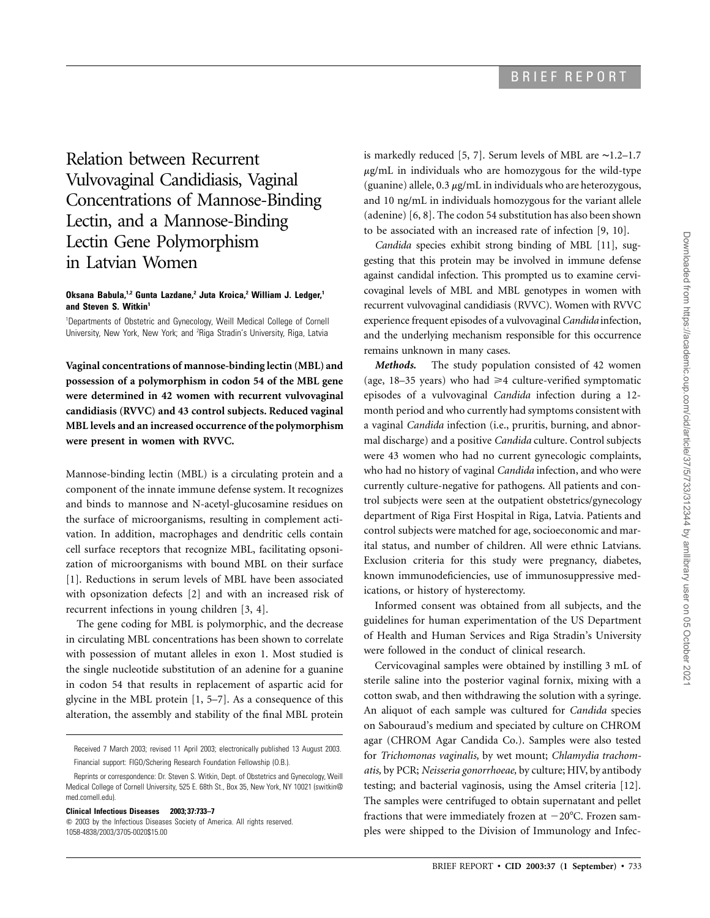BRIEF REPORT

# Relation between Recurrent Vulvovaginal Candidiasis, Vaginal Concentrations of Mannose-Binding Lectin, and a Mannose-Binding Lectin Gene Polymorphism in Latvian Women

**Oksana Babula,[1,2] Gunta Lazdane,[2] Juta Kroica,[2] William J. Ledger,[1] and Steven S. Witkin[1]**

[1]Departments of Obstetric and Gynecology, Weill Medical College of Cornell University, New York, New York; and [2]Riga Stradin's University, Riga, Latvia

**Vaginal concentrations of mannose-binding lectin (MBL) and possession of a polymorphism in codon 54 of the MBL gene were determined in 42 women with recurrent vulvovaginal candidiasis (RVVC) and 43 control subjects. Reduced vaginal MBL levels and an increased occurrence of the polymorphism were present in women with RVVC.**

Mannose-binding lectin (MBL) is a circulating protein and a component of the innate immune defense system. It recognizes and binds to mannose and N-acetyl-glucosamine residues on the surface of microorganisms, resulting in complement activation. In addition, macrophages and dendritic cells contain cell surface receptors that recognize MBL, facilitating opsonization of microorganisms with bound MBL on their surface [1]. Reductions in serum levels of MBL have been associated with opsonization defects [2] and with an increased risk of recurrent infections in young children [3, 4].

The gene coding for MBL is polymorphic, and the decrease in circulating MBL concentrations has been shown to correlate with possession of mutant alleles in exon 1. Most studied is the single nucleotide substitution of an adenine for a guanine in codon 54 that results in replacement of aspartic acid for glycine in the MBL protein [1, 5–7]. As a consequence of this alteration, the assembly and stability of the final MBL protein is markedly reduced [5, 7]. Serum levels of MBL are ~1.2–1.7 $\mu$g/mL in individuals who are homozygous for the wild-type (guanine) allele, 0.3 $\mu$g/mL in individuals who are heterozygous, and 10 ng/mL in individuals homozygous for the variant allele (adenine) [6, 8]. The codon 54 substitution has also been shown to be associated with an increased rate of infection [9, 10].

*Candida* species exhibit strong binding of MBL [11], suggesting that this protein may be involved in immune defense against candidal infection. This prompted us to examine cervicovaginal levels of MBL and MBL genotypes in women with recurrent vulvovaginal candidiasis (RVVC). Women with RVVC experience frequent episodes of a vulvovaginal *Candida* infection, and the underlying mechanism responsible for this occurrence remains unknown in many cases.

***Methods.*** The study population consisted of 42 women (age, 18–35 years) who had $\geq$4 culture-verified symptomatic episodes of a vulvovaginal *Candida* infection during a 12-month period and who currently had symptoms consistent with a vaginal *Candida* infection (i.e., pruritis, burning, and abnormal discharge) and a positive *Candida* culture. Control subjects were 43 women who had no current gynecologic complaints, who had no history of vaginal *Candida* infection, and who were currently culture-negative for pathogens. All patients and control subjects were seen at the outpatient obstetrics/gynecology department of Riga First Hospital in Riga, Latvia. Patients and control subjects were matched for age, socioeconomic and marital status, and number of children. All were ethnic Latvians. Exclusion criteria for this study were pregnancy, diabetes, known immunodeficiencies, use of immunosuppressive medications, or history of hysterectomy.

Informed consent was obtained from all subjects, and the guidelines for human experimentation of the US Department of Health and Human Services and Riga Stradin's University were followed in the conduct of clinical research.

Cervicovaginal samples were obtained by instilling 3 mL of sterile saline into the posterior vaginal fornix, mixing with a cotton swab, and then withdrawing the solution with a syringe. An aliquot of each sample was cultured for *Candida* species on Sabouraud's medium and speciated by culture on CHROM agar (CHROM Agar Candida Co.). Samples were also tested for *Trichomonas vaginalis,* by wet mount; *Chlamydia trachomatis,* by PCR; *Neisseria gonorrhoeae,* by culture; HIV, by antibody testing; and bacterial vaginosis, using the Amsel criteria [12]. The samples were centrifuged to obtain supernatant and pellet fractions that were immediately frozen at $-20$°C. Frozen samples were shipped to the Division of Immunology and Infec-

Received 7 March 2003; revised 11 April 2003; electronically published 13 August 2003.

Financial support: FIGO/Schering Research Foundation Fellowship (O.B.).

Reprints or correspondence: Dr. Steven S. Witkin, Dept. of Obstetrics and Gynecology, Weill Medical College of Cornell University, 525 E. 68th St., Box 35, New York, NY 10021 (switkin@med.cornell.edu).

**Clinical Infectious Diseases 2003; 37:733–7**

© 2003 by the Infectious Diseases Society of America. All rights reserved. 1058-4838/2003/3705-0020$15.00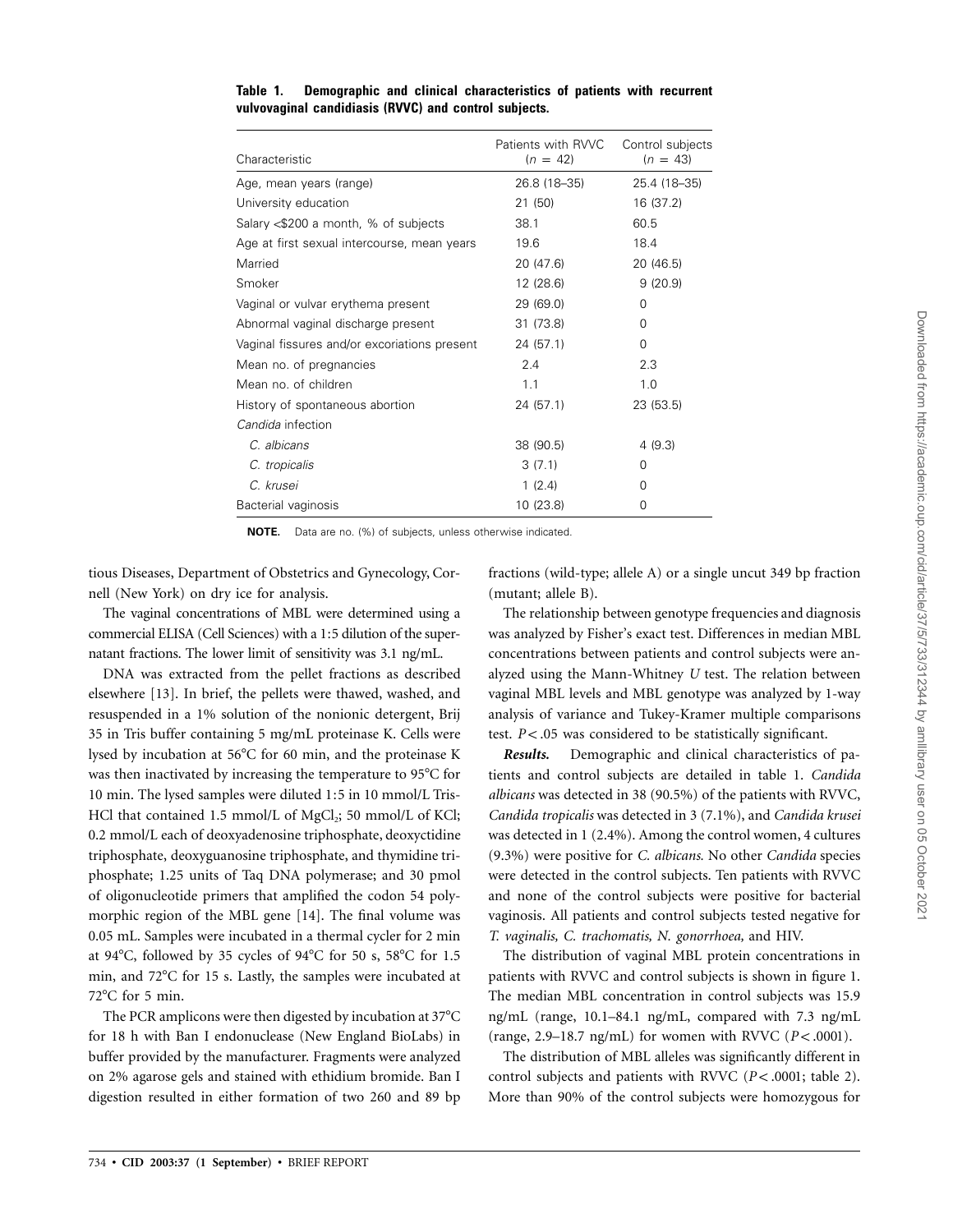**Table 1. Demographic and clinical characteristics of patients with recurrent vulvovaginal candidiasis (RVVC) and control subjects.**

| Characteristic | Patients with RVVC ($n$ = 42) | Control subjects ($n$ = 43) |
|---|---|---|
| Age, mean years (range) | 26.8 (18–35) | 25.4 (18–35) |
| University education | 21 (50) | 16 (37.2) |
| Salary <$200 a month, % of subjects | 38.1 | 60.5 |
| Age at first sexual intercourse, mean years | 19.6 | 18.4 |
| Married | 20 (47.6) | 20 (46.5) |
| Smoker | 12 (28.6) | 9 (20.9) |
| Vaginal or vulvar erythema present | 29 (69.0) | 0 |
| Abnormal vaginal discharge present | 31 (73.8) | 0 |
| Vaginal fissures and/or excoriations present | 24 (57.1) | 0 |
| Mean no. of pregnancies | 2.4 | 2.3 |
| Mean no. of children | 1.1 | 1.0 |
| History of spontaneous abortion | 24 (57.1) | 23 (53.5) |
| *Candida* infection | | |
| *C. albicans* | 38 (90.5) | 4 (9.3) |
| *C. tropicalis* | 3 (7.1) | 0 |
| *C. krusei* | 1 (2.4) | 0 |
| Bacterial vaginosis | 10 (23.8) | 0 |

**NOTE.** Data are no. (%) of subjects, unless otherwise indicated.

tious Diseases, Department of Obstetrics and Gynecology, Cornell (New York) on dry ice for analysis.

The vaginal concentrations of MBL were determined using a commercial ELISA (Cell Sciences) with a 1:5 dilution of the supernatant fractions. The lower limit of sensitivity was 3.1 ng/mL.

DNA was extracted from the pellet fractions as described elsewhere [13]. In brief, the pellets were thawed, washed, and resuspended in a 1% solution of the nonionic detergent, Brij 35 in Tris buffer containing 5 mg/mL proteinase K. Cells were lysed by incubation at 56°C for 60 min, and the proteinase K was then inactivated by increasing the temperature to 95°C for 10 min. The lysed samples were diluted 1:5 in 10 mmol/L Tris-HCl that contained 1.5 mmol/L of $MgCl_2$; 50 mmol/L of KCl; 0.2 mmol/L each of deoxyadenosine triphosphate, deoxyctidine triphosphate, deoxyguanosine triphosphate, and thymidine triphosphate; 1.25 units of Taq DNA polymerase; and 30 pmol of oligonucleotide primers that amplified the codon 54 polymorphic region of the MBL gene [14]. The final volume was 0.05 mL. Samples were incubated in a thermal cycler for 2 min at 94°C, followed by 35 cycles of 94°C for 50 s, 58°C for 1.5 min, and 72°C for 15 s. Lastly, the samples were incubated at 72°C for 5 min.

The PCR amplicons were then digested by incubation at 37°C for 18 h with Ban I endonuclease (New England BioLabs) in buffer provided by the manufacturer. Fragments were analyzed on 2% agarose gels and stained with ethidium bromide. Ban I digestion resulted in either formation of two 260 and 89 bp fractions (wild-type; allele A) or a single uncut 349 bp fraction (mutant; allele B).

The relationship between genotype frequencies and diagnosis was analyzed by Fisher's exact test. Differences in median MBL concentrations between patients and control subjects were analyzed using the Mann-Whitney $U$ test. The relation between vaginal MBL levels and MBL genotype was analyzed by 1-way analysis of variance and Tukey-Kramer multiple comparisons test. $P < .05$ was considered to be statistically significant.

***Results.*** Demographic and clinical characteristics of patients and control subjects are detailed in table 1. *Candida albicans* was detected in 38 (90.5%) of the patients with RVVC, *Candida tropicalis* was detected in 3 (7.1%), and *Candida krusei* was detected in 1 (2.4%). Among the control women, 4 cultures (9.3%) were positive for *C. albicans.* No other *Candida* species were detected in the control subjects. Ten patients with RVVC and none of the control subjects were positive for bacterial vaginosis. All patients and control subjects tested negative for *T. vaginalis, C. trachomatis, N. gonorrhoea,* and HIV.

The distribution of vaginal MBL protein concentrations in patients with RVVC and control subjects is shown in figure 1. The median MBL concentration in control subjects was 15.9 ng/mL (range, 10.1–84.1 ng/mL, compared with 7.3 ng/mL (range, 2.9–18.7 ng/mL) for women with RVVC ($P < .0001$).

The distribution of MBL alleles was significantly different in control subjects and patients with RVVC ($P < .0001$; table 2). More than 90% of the control subjects were homozygous for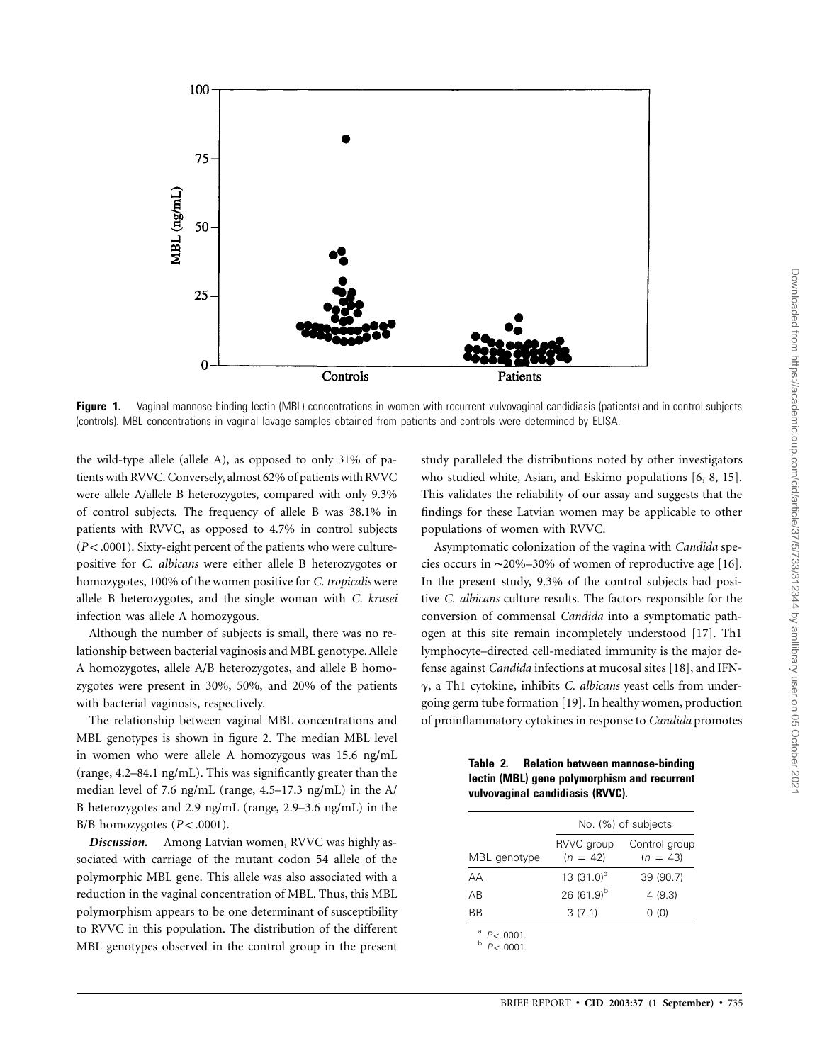**Figure 1.** Vaginal mannose-binding lectin (MBL) concentrations in women with recurrent vulvovaginal candidiasis (patients) and in control subjects (controls). MBL concentrations in vaginal lavage samples obtained from patients and controls were determined by ELISA.

the wild-type allele (allele A), as opposed to only 31% of patients with RVVC. Conversely, almost 62% of patients with RVVC were allele A/allele B heterozygotes, compared with only 9.3% of control subjects. The frequency of allele B was 38.1% in patients with RVVC, as opposed to 4.7% in control subjects ($P < .0001$). Sixty-eight percent of the patients who were culture-positive for *C. albicans* were either allele B heterozygotes or homozygotes, 100% of the women positive for *C. tropicalis* were allele B heterozygotes, and the single woman with *C. krusei* infection was allele A homozygous.

Although the number of subjects is small, there was no relationship between bacterial vaginosis and MBL genotype. Allele A homozygotes, allele A/B heterozygotes, and allele B homozygotes were present in 30%, 50%, and 20% of the patients with bacterial vaginosis, respectively.

The relationship between vaginal MBL concentrations and MBL genotypes is shown in figure 2. The median MBL level in women who were allele A homozygous was 15.6 ng/mL (range, 4.2–84.1 ng/mL). This was significantly greater than the median level of 7.6 ng/mL (range, 4.5–17.3 ng/mL) in the A/B heterozygotes and 2.9 ng/mL (range, 2.9–3.6 ng/mL) in the B/B homozygotes ($P < .0001$).

***Discussion.*** Among Latvian women, RVVC was highly associated with carriage of the mutant codon 54 allele of the polymorphic MBL gene. This allele was also associated with a reduction in the vaginal concentration of MBL. Thus, this MBL polymorphism appears to be one determinant of susceptibility to RVVC in this population. The distribution of the different MBL genotypes observed in the control group in the present study paralleled the distributions noted by other investigators who studied white, Asian, and Eskimo populations [6, 8, 15]. This validates the reliability of our assay and suggests that the findings for these Latvian women may be applicable to other populations of women with RVVC.

Asymptomatic colonization of the vagina with *Candida* species occurs in ~20%–30% of women of reproductive age [16]. In the present study, 9.3% of the control subjects had positive *C. albicans* culture results. The factors responsible for the conversion of commensal *Candida* into a symptomatic pathogen at this site remain incompletely understood [17]. Th1 lymphocyte–directed cell-mediated immunity is the major defense against *Candida* infections at mucosal sites [18], and IFN-$\gamma$, a Th1 cytokine, inhibits *C. albicans* yeast cells from undergoing germ tube formation [19]. In healthy women, production of proinflammatory cytokines in response to *Candida* promotes

**Table 2. Relation between mannose-binding lectin (MBL) gene polymorphism and recurrent vulvovaginal candidiasis (RVVC).**

| | No. (%) of subjects | |
|---|---|---|
| MBL genotype | RVVC group ($n$ = 42) | Control group ($n$ = 43) |
| AA | 13 (31.0)[a] | 39 (90.7) |
| AB | 26 (61.9)[b] | 4 (9.3) |
| BB | 3 (7.1) | 0 (0) |

[a] $P < .0001$.
[b] $P < .0001$.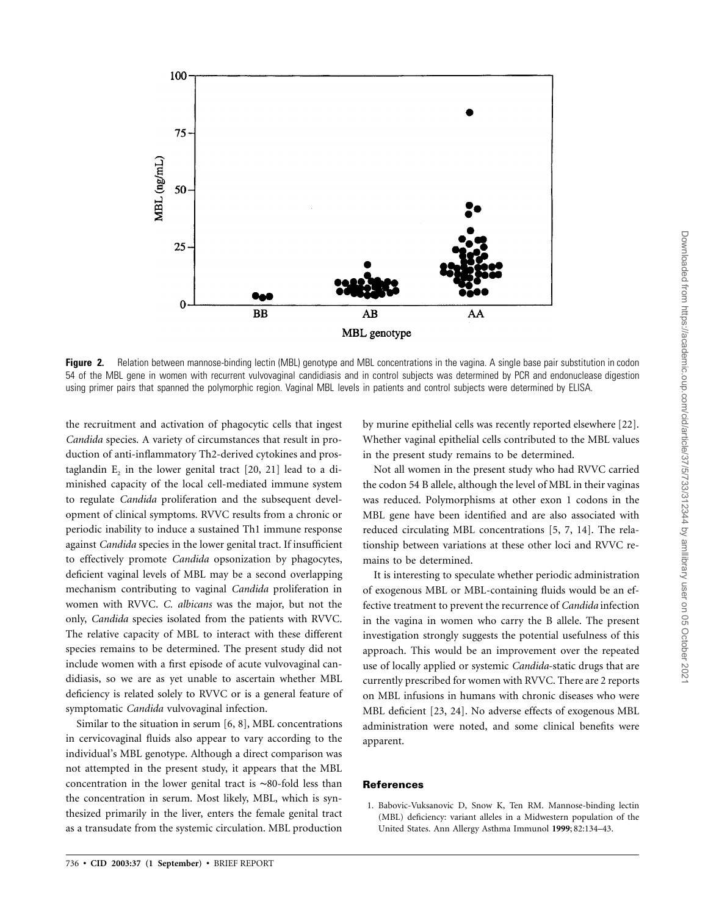**Figure 2.** Relation between mannose-binding lectin (MBL) genotype and MBL concentrations in the vagina. A single base pair substitution in codon 54 of the MBL gene in women with recurrent vulvovaginal candidiasis and in control subjects was determined by PCR and endonuclease digestion using primer pairs that spanned the polymorphic region. Vaginal MBL levels in patients and control subjects were determined by ELISA.

the recruitment and activation of phagocytic cells that ingest *Candida* species. A variety of circumstances that result in production of anti-inflammatory Th2-derived cytokines and prostaglandin $E_2$ in the lower genital tract [20, 21] lead to a diminished capacity of the local cell-mediated immune system to regulate *Candida* proliferation and the subsequent development of clinical symptoms. RVVC results from a chronic or periodic inability to induce a sustained Th1 immune response against *Candida* species in the lower genital tract. If insufficient to effectively promote *Candida* opsonization by phagocytes, deficient vaginal levels of MBL may be a second overlapping mechanism contributing to vaginal *Candida* proliferation in women with RVVC. *C. albicans* was the major, but not the only, *Candida* species isolated from the patients with RVVC. The relative capacity of MBL to interact with these different species remains to be determined. The present study did not include women with a first episode of acute vulvovaginal candidiasis, so we are as yet unable to ascertain whether MBL deficiency is related solely to RVVC or is a general feature of symptomatic *Candida* vulvovaginal infection.

Similar to the situation in serum [6, 8], MBL concentrations in cervicovaginal fluids also appear to vary according to the individual's MBL genotype. Although a direct comparison was not attempted in the present study, it appears that the MBL concentration in the lower genital tract is ∼80-fold less than the concentration in serum. Most likely, MBL, which is synthesized primarily in the liver, enters the female genital tract as a transudate from the systemic circulation. MBL production by murine epithelial cells was recently reported elsewhere [22]. Whether vaginal epithelial cells contributed to the MBL values in the present study remains to be determined.

Not all women in the present study who had RVVC carried the codon 54 B allele, although the level of MBL in their vaginas was reduced. Polymorphisms at other exon 1 codons in the MBL gene have been identified and are also associated with reduced circulating MBL concentrations [5, 7, 14]. The relationship between variations at these other loci and RVVC remains to be determined.

It is interesting to speculate whether periodic administration of exogenous MBL or MBL-containing fluids would be an effective treatment to prevent the recurrence of *Candida* infection in the vagina in women who carry the B allele. The present investigation strongly suggests the potential usefulness of this approach. This would be an improvement over the repeated use of locally applied or systemic *Candida*-static drugs that are currently prescribed for women with RVVC. There are 2 reports on MBL infusions in humans with chronic diseases who were MBL deficient [23, 24]. No adverse effects of exogenous MBL administration were noted, and some clinical benefits were apparent.

## References

1. Babovic-Vuksanovic D, Snow K, Ten RM. Mannose-binding lectin (MBL) deficiency: variant alleles in a Midwestern population of the United States. Ann Allergy Asthma Immunol **1999**; 82:134–43.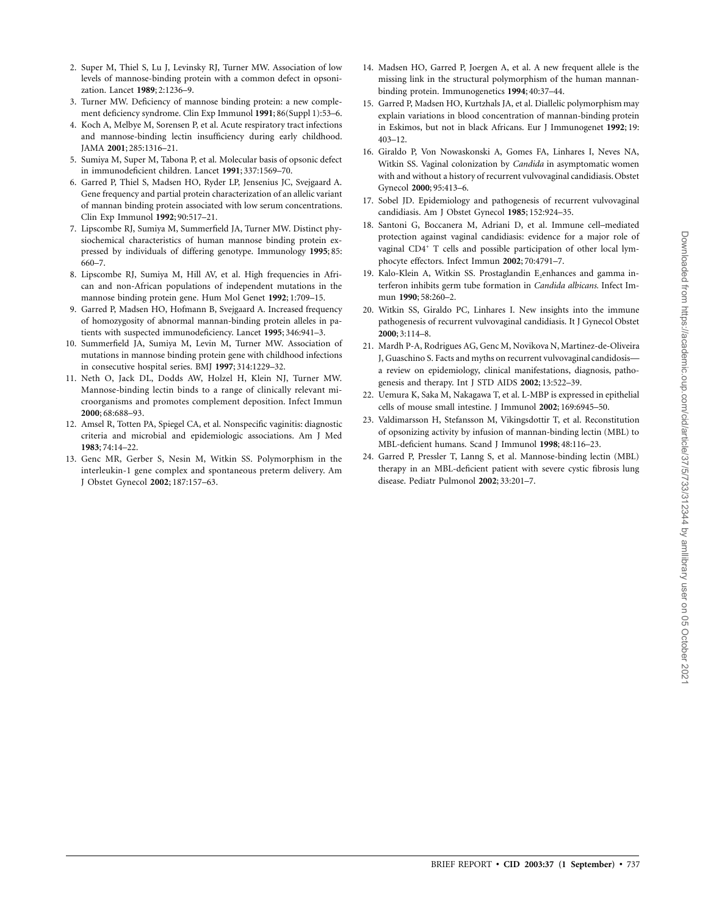2. Super M, Thiel S, Lu J, Levinsky RJ, Turner MW. Association of low levels of mannose-binding protein with a common defect in opsonization. Lancet **1989**; 2:1236–9.
3. Turner MW. Deficiency of mannose binding protein: a new complement deficiency syndrome. Clin Exp Immunol **1991**; 86(Suppl 1):53–6.
4. Koch A, Melbye M, Sorensen P, et al. Acute respiratory tract infections and mannose-binding lectin insufficiency during early childhood. JAMA **2001**; 285:1316–21.
5. Sumiya M, Super M, Tabona P, et al. Molecular basis of opsonic defect in immunodeficient children. Lancet **1991**; 337:1569–70.
6. Garred P, Thiel S, Madsen HO, Ryder LP, Jensenius JC, Svejgaard A. Gene frequency and partial protein characterization of an allelic variant of mannan binding protein associated with low serum concentrations. Clin Exp Immunol **1992**; 90:517–21.
7. Lipscombe RJ, Sumiya M, Summerfield JA, Turner MW. Distinct physiochemical characteristics of human mannose binding protein expressed by individuals of differing genotype. Immunology **1995**; 85:660–7.
8. Lipscombe RJ, Sumiya M, Hill AV, et al. High frequencies in African and non-African populations of independent mutations in the mannose binding protein gene. Hum Mol Genet **1992**; 1:709–15.
9. Garred P, Madsen HO, Hofmann B, Svejgaard A. Increased frequency of homozygosity of abnormal mannan-binding protein alleles in patients with suspected immunodeficiency. Lancet **1995**; 346:941–3.
10. Summerfield JA, Sumiya M, Levin M, Turner MW. Association of mutations in mannose binding protein gene with childhood infections in consecutive hospital series. BMJ **1997**; 314:1229–32.
11. Neth O, Jack DL, Dodds AW, Holzel H, Klein NJ, Turner MW. Mannose-binding lectin binds to a range of clinically relevant microorganisms and promotes complement deposition. Infect Immun **2000**; 68:688–93.
12. Amsel R, Totten PA, Spiegel CA, et al. Nonspecific vaginitis: diagnostic criteria and microbial and epidemiologic associations. Am J Med **1983**; 74:14–22.
13. Genc MR, Gerber S, Nesin M, Witkin SS. Polymorphism in the interleukin-1 gene complex and spontaneous preterm delivery. Am J Obstet Gynecol **2002**; 187:157–63.
14. Madsen HO, Garred P, Joergen A, et al. A new frequent allele is the missing link in the structural polymorphism of the human mannan-binding protein. Immunogenetics **1994**; 40:37–44.
15. Garred P, Madsen HO, Kurtzhals JA, et al. Diallelic polymorphism may explain variations in blood concentration of mannan-binding protein in Eskimos, but not in black Africans. Eur J Immunogenet **1992**; 19:403–12.
16. Giraldo P, Von Nowaskonski A, Gomes FA, Linhares I, Neves NA, Witkin SS. Vaginal colonization by *Candida* in asymptomatic women with and without a history of recurrent vulvovaginal candidiasis. Obstet Gynecol **2000**; 95:413–6.
17. Sobel JD. Epidemiology and pathogenesis of recurrent vulvovaginal candidiasis. Am J Obstet Gynecol **1985**; 152:924–35.
18. Santoni G, Boccanera M, Adriani D, et al. Immune cell–mediated protection against vaginal candidiasis: evidence for a major role of vaginal $CD4^+$ T cells and possible participation of other local lymphocyte effectors. Infect Immun **2002**; 70:4791–7.
19. Kalo-Klein A, Witkin SS. Prostaglandin $E_2$enhances and gamma interferon inhibits germ tube formation in *Candida albicans*. Infect Immun **1990**; 58:260–2.
20. Witkin SS, Giraldo PC, Linhares I. New insights into the immune pathogenesis of recurrent vulvovaginal candidiasis. It J Gynecol Obstet **2000**; 3:114–8.
21. Mardh P-A, Rodrigues AG, Genc M, Novikova N, Martinez-de-Oliveira J, Guaschino S. Facts and myths on recurrent vulvovaginal candidosis—a review on epidemiology, clinical manifestations, diagnosis, pathogenesis and therapy. Int J STD AIDS **2002**; 13:522–39.
22. Uemura K, Saka M, Nakagawa T, et al. L-MBP is expressed in epithelial cells of mouse small intestine. J Immunol **2002**; 169:6945–50.
23. Valdimarsson H, Stefansson M, Vikingsdottir T, et al. Reconstitution of opsonizing activity by infusion of mannan-binding lectin (MBL) to MBL-deficient humans. Scand J Immunol **1998**; 48:116–23.
24. Garred P, Pressler T, Lanng S, et al. Mannose-binding lectin (MBL) therapy in an MBL-deficient patient with severe cystic fibrosis lung disease. Pediatr Pulmonol **2002**; 33:201–7.